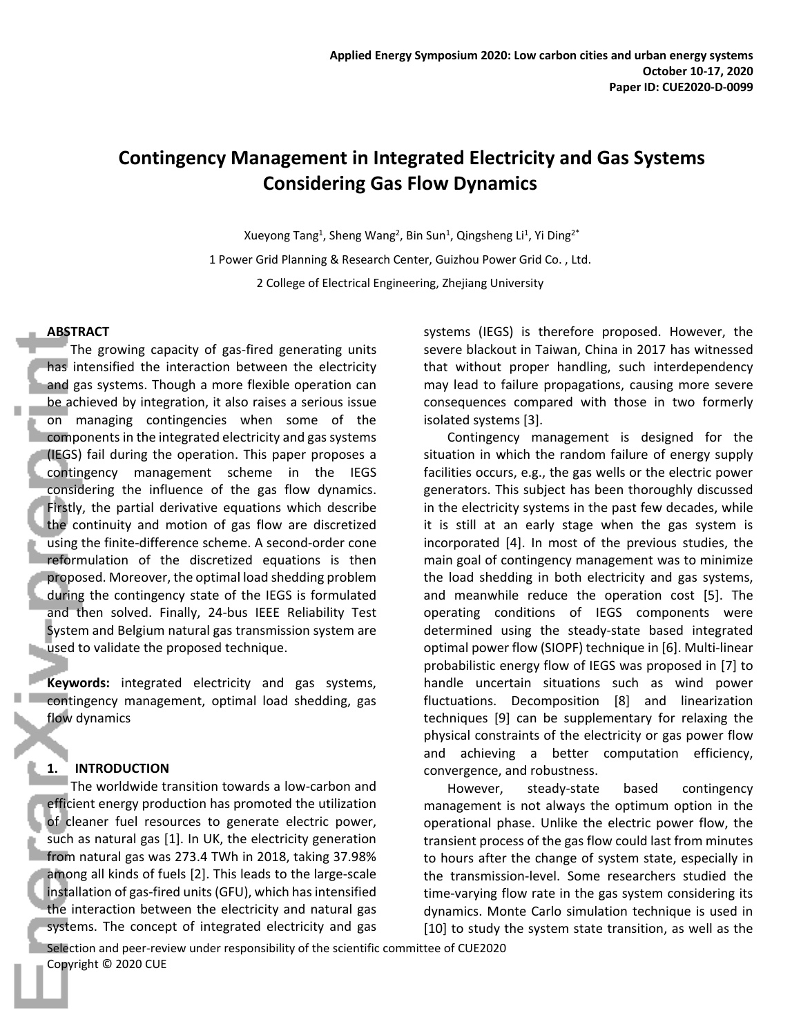# Contingency Management in Integrated Electricity and Gas Systems Considering Gas Flow Dynamics

Xueyong Tang[1], Sheng Wang[2], Bin Sun[1], Qingsheng Li[1], Yi Ding[2*]

1 Power Grid Planning & Research Center, Guizhou Power Grid Co. , Ltd.

2 College of Electrical Engineering, Zhejiang University

## ABSTRACT

The growing capacity of gas-fired generating units has intensified the interaction between the electricity and gas systems. Though a more flexible operation can be achieved by integration, it also raises a serious issue on managing contingencies when some of the components in the integrated electricity and gas systems (IEGS) fail during the operation. This paper proposes a contingency management scheme in the IEGS considering the influence of the gas flow dynamics. Firstly, the partial derivative equations which describe the continuity and motion of gas flow are discretized using the finite-difference scheme. A second-order cone reformulation of the discretized equations is then proposed. Moreover, the optimal load shedding problem during the contingency state of the IEGS is formulated and then solved. Finally, 24-bus IEEE Reliability Test System and Belgium natural gas transmission system are used to validate the proposed technique.

**Keywords:** integrated electricity and gas systems, contingency management, optimal load shedding, gas flow dynamics

## 1. INTRODUCTION

The worldwide transition towards a low-carbon and efficient energy production has promoted the utilization of cleaner fuel resources to generate electric power, such as natural gas [1]. In UK, the electricity generation from natural gas was 273.4 TWh in 2018, taking 37.98% among all kinds of fuels [2]. This leads to the large-scale installation of gas-fired units (GFU), which has intensified the interaction between the electricity and natural gas systems. The concept of integrated electricity and gas systems (IEGS) is therefore proposed. However, the severe blackout in Taiwan, China in 2017 has witnessed that without proper handling, such interdependency may lead to failure propagations, causing more severe consequences compared with those in two formerly isolated systems [3].

Contingency management is designed for the situation in which the random failure of energy supply facilities occurs, e.g., the gas wells or the electric power generators. This subject has been thoroughly discussed in the electricity systems in the past few decades, while it is still at an early stage when the gas system is incorporated [4]. In most of the previous studies, the main goal of contingency management was to minimize the load shedding in both electricity and gas systems, and meanwhile reduce the operation cost [5]. The operating conditions of IEGS components were determined using the steady-state based integrated optimal power flow (SIOPF) technique in [6]. Multi-linear probabilistic energy flow of IEGS was proposed in [7] to handle uncertain situations such as wind power fluctuations. Decomposition [8] and linearization techniques [9] can be supplementary for relaxing the physical constraints of the electricity or gas power flow and achieving a better computation efficiency, convergence, and robustness.

However, steady-state based contingency management is not always the optimum option in the operational phase. Unlike the electric power flow, the transient process of the gas flow could last from minutes to hours after the change of system state, especially in the transmission-level. Some researchers studied the time-varying flow rate in the gas system considering its dynamics. Monte Carlo simulation technique is used in [10] to study the system state transition, as well as the

Selection and peer-review under responsibility of the scientific committee of CUE2020
Copyright © 2020 CUE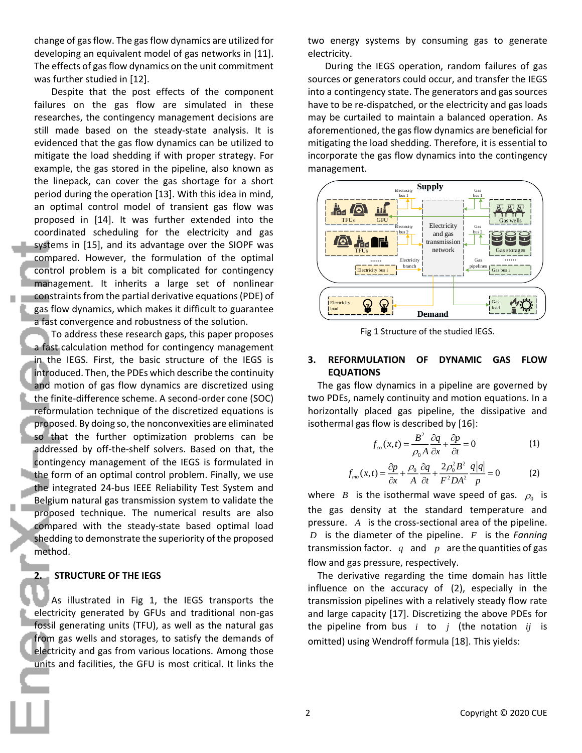change of gas flow. The gas flow dynamics are utilized for developing an equivalent model of gas networks in [11]. The effects of gas flow dynamics on the unit commitment was further studied in [12].

Despite that the post effects of the component failures on the gas flow are simulated in these researches, the contingency management decisions are still made based on the steady-state analysis. It is evidenced that the gas flow dynamics can be utilized to mitigate the load shedding if with proper strategy. For example, the gas stored in the pipeline, also known as the linepack, can cover the gas shortage for a short period during the operation [13]. With this idea in mind, an optimal control model of transient gas flow was proposed in [14]. It was further extended into the coordinated scheduling for the electricity and gas systems in [15], and its advantage over the SIOPF was compared. However, the formulation of the optimal control problem is a bit complicated for contingency management. It inherits a large set of nonlinear constraints from the partial derivative equations (PDE) of gas flow dynamics, which makes it difficult to guarantee a fast convergence and robustness of the solution.

To address these research gaps, this paper proposes a fast calculation method for contingency management in the IEGS. First, the basic structure of the IEGS is introduced. Then, the PDEs which describe the continuity and motion of gas flow dynamics are discretized using the finite-difference scheme. A second-order cone (SOC) reformulation technique of the discretized equations is proposed. By doing so, the nonconvexities are eliminated so that the further optimization problems can be addressed by off-the-shelf solvers. Based on that, the contingency management of the IEGS is formulated in the form of an optimal control problem. Finally, we use the integrated 24-bus IEEE Reliability Test System and Belgium natural gas transmission system to validate the proposed technique. The numerical results are also compared with the steady-state based optimal load shedding to demonstrate the superiority of the proposed method.

## 2. STRUCTURE OF THE IEGS

As illustrated in Fig 1, the IEGS transports the electricity generated by GFUs and traditional non-gas fossil generating units (TFU), as well as the natural gas from gas wells and storages, to satisfy the demands of electricity and gas from various locations. Among those units and facilities, the GFU is most critical. It links the two energy systems by consuming gas to generate electricity.

During the IEGS operation, random failures of gas sources or generators could occur, and transfer the IEGS into a contingency state. The generators and gas sources have to be re-dispatched, or the electricity and gas loads may be curtailed to maintain a balanced operation. As aforementioned, the gas flow dynamics are beneficial for mitigating the load shedding. Therefore, it is essential to incorporate the gas flow dynamics into the contingency management.

Fig 1 Structure of the studied IEGS.

## 3. REFORMULATION OF DYNAMIC GAS FLOW EQUATIONS

The gas flow dynamics in a pipeline are governed by two PDEs, namely continuity and motion equations. In a horizontally placed gas pipeline, the dissipative and isothermal gas flow is described by [16]:

$$f_{co}(x,t) = \frac{B^2}{\rho_0 A}\frac{\partial q}{\partial x} + \frac{\partial p}{\partial t} = 0 \tag{1}$$

$$f_{mo}(x,t) = \frac{\partial p}{\partial x} + \frac{\rho_0}{A}\frac{\partial q}{\partial t} + \frac{2\rho_0^2 B^2}{F^2 D A^2}\frac{q|q|}{p} = 0 \tag{2}$$

where $B$ is the isothermal wave speed of gas. $\rho_0$ is the gas density at the standard temperature and pressure. $A$ is the cross-sectional area of the pipeline. $D$ is the diameter of the pipeline. $F$ is the *Fanning* transmission factor. $q$ and $p$ are the quantities of gas flow and gas pressure, respectively.

The derivative regarding the time domain has little influence on the accuracy of (2), especially in the transmission pipelines with a relatively steady flow rate and large capacity [17]. Discretizing the above PDEs for the pipeline from bus $i$ to $j$ (the notation $ij$ is omitted) using Wendroff formula [18]. This yields: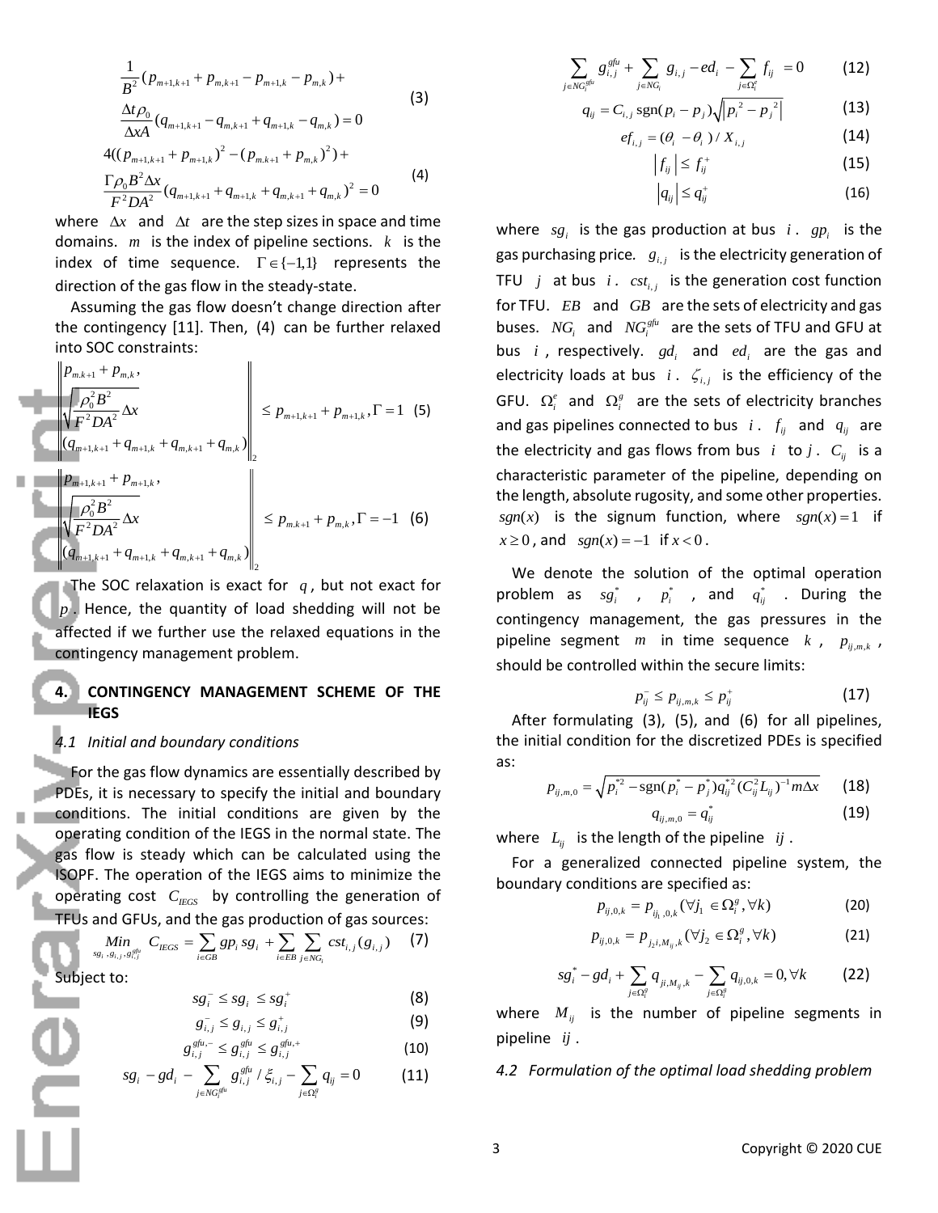$$\frac{1}{B^2}(p_{m+1,k+1}+p_{m,k+1}-p_{m+1,k}-p_{m,k})+$$
$$\frac{\Delta t \rho_0}{\Delta x A}(q_{m+1,k+1}-q_{m,k+1}+q_{m+1,k}-q_{m,k})=0 \tag{3}$$

$$4((p_{m+1,k+1}+p_{m+1,k})^2-(p_{m.k+1}+p_{m,k})^2)+$$
$$\frac{\Gamma \rho_0 B^2 \Delta x}{F^2 D A^2}(q_{m+1,k+1}+q_{m+1,k}+q_{m,k+1}+q_{m,k})^2=0 \tag{4}$$

where $\Delta x$ and $\Delta t$ are the step sizes in space and time domains. $m$ is the index of pipeline sections. $k$ is the index of time sequence. $\Gamma \in \{-1,1\}$ represents the direction of the gas flow in the steady-state.

Assuming the gas flow doesn't change direction after the contingency [11]. Then, (4) can be further relaxed into SOC constraints:

$$\left\| \begin{matrix} p_{m,k+1}+p_{m,k}, \\ \sqrt{\frac{\rho_0^2 B^2}{F^2 D A^2}\Delta x} \\ (q_{m+1,k+1}+q_{m+1,k}+q_{m,k+1}+q_{m,k}) \end{matrix} \right\|_2 \le p_{m+1,k+1}+p_{m+1,k}, \Gamma=1 \tag{5}$$

$$\left\| \begin{matrix} p_{m+1,k+1}+p_{m+1,k}, \\ \sqrt{\frac{\rho_0^2 B^2}{F^2 D A^2}\Delta x} \\ (q_{m+1,k+1}+q_{m+1,k}+q_{m,k+1}+q_{m,k}) \end{matrix} \right\|_2 \le p_{m.k+1}+p_{m,k}, \Gamma=-1 \tag{6}$$

The SOC relaxation is exact for $q$, but not exact for $p$. Hence, the quantity of load shedding will not be affected if we further use the relaxed equations in the contingency management problem.

## 4. CONTINGENCY MANAGEMENT SCHEME OF THE IEGS

### *4.1 Initial and boundary conditions*

For the gas flow dynamics are essentially described by PDEs, it is necessary to specify the initial and boundary conditions. The initial conditions are given by the operating condition of the IEGS in the normal state. The gas flow is steady which can be calculated using the ISOPF. The operation of the IEGS aims to minimize the operating cost $C_{IEGS}$ by controlling the generation of TFUs and GFUs, and the gas production of gas sources:

$$\underset{sg_i, g_{i,j}, g_{i,j}^{gfu}}{Min} \; C_{IEGS} = \sum_{i \in GB} gp_i \, sg_i + \sum_{i \in EB} \sum_{j \in NG_i} cst_{i,j}(g_{i,j}) \tag{7}$$

Subject to:

$$sg_i^- \le sg_i \le sg_i^+ \tag{8}$$

$$g_{i,j}^- \le g_{i,j} \le g_{i,j}^+ \tag{9}$$

$$g_{i,j}^{gfu,-} \le g_{i,j}^{gfu} \le g_{i,j}^{gfu,+} \tag{10}$$

$$sg_i - gd_i - \sum_{j \in NG_i^{gfu}} g_{i,j}^{gfu} / \xi_{i,j} - \sum_{j \in \Omega_i^g} q_{ij} = 0 \tag{11}$$

$$\sum_{j \in NG_i^{gfu}} g_{i,j}^{gfu} + \sum_{j \in NG_i} g_{i,j} - ed_i - \sum_{j \in \Omega_i^e} f_{ij} = 0 \tag{12}$$

$$q_{ij} = C_{i,j}\, \text{sgn}(p_i - p_j)\sqrt{\left| p_i^2 - p_j^2 \right|} \tag{13}$$

$$ef_{i,j} = (\theta_i - \theta_i)/X_{i,j} \tag{14}$$

$$\left| f_{ij} \right| \le f_{ij}^+ \tag{15}$$

$$\left| q_{ij} \right| \le q_{ij}^+ \tag{16}$$

where $sg_i$ is the gas production at bus $i$. $gp_i$ is the gas purchasing price. $g_{i,j}$ is the electricity generation of TFU $j$ at bus $i$. $cst_{i,j}$ is the generation cost function for TFU. $EB$ and $GB$ are the sets of electricity and gas buses. $NG_i$ and $NG_i^{gfu}$ are the sets of TFU and GFU at bus $i$, respectively. $gd_i$ and $ed_i$ are the gas and electricity loads at bus $i$. $\zeta_{i,j}$ is the efficiency of the GFU. $\Omega_i^e$ and $\Omega_i^g$ are the sets of electricity branches and gas pipelines connected to bus $i$. $f_{ij}$ and $q_{ij}$ are the electricity and gas flows from bus $i$ to $j$. $C_{ij}$ is a characteristic parameter of the pipeline, depending on the length, absolute rugosity, and some other properties. $sgn(x)$ is the signum function, where $sgn(x)=1$ if $x \ge 0$, and $sgn(x)=-1$ if $x<0$.

We denote the solution of the optimal operation problem as $sg_i^*$, $p_i^*$, and $q_{ij}^*$. During the contingency management, the gas pressures in the pipeline segment $m$ in time sequence $k$, $p_{ij,m,k}$, should be controlled within the secure limits:

$$p_{ij}^- \le p_{ij,m,k} \le p_{ij}^+ \tag{17}$$

After formulating (3), (5), and (6) for all pipelines, the initial condition for the discretized PDEs is specified as:

$$p_{ij,m,0} = \sqrt{p_i^{*2} - \text{sgn}(p_i^* - p_j^*) q_{ij}^{*2} (C_{ij}^2 L_{ij})^{-1} m \Delta x} \tag{18}$$

$$q_{ij,m,0} = q_{ij}^* \tag{19}$$

where $L_{ij}$ is the length of the pipeline $ij$.

For a generalized connected pipeline system, the boundary conditions are specified as:

$$p_{ij,0,k} = p_{ij_1,0,k} (\forall j_1 \in \Omega_i^g, \forall k) \tag{20}$$

$$p_{ij,0,k} = p_{j_2 i, M_{ij},k} (\forall j_2 \in \Omega_i^g, \forall k) \tag{21}$$

$$sg_i^* - gd_i + \sum_{j \in \Omega_i^g} q_{ji,M_{ij},k} - \sum_{j \in \Omega_i^g} q_{ij,0,k} = 0, \forall k \tag{22}$$

where $M_{ij}$ is the number of pipeline segments in pipeline $ij$.

### *4.2 Formulation of the optimal load shedding problem*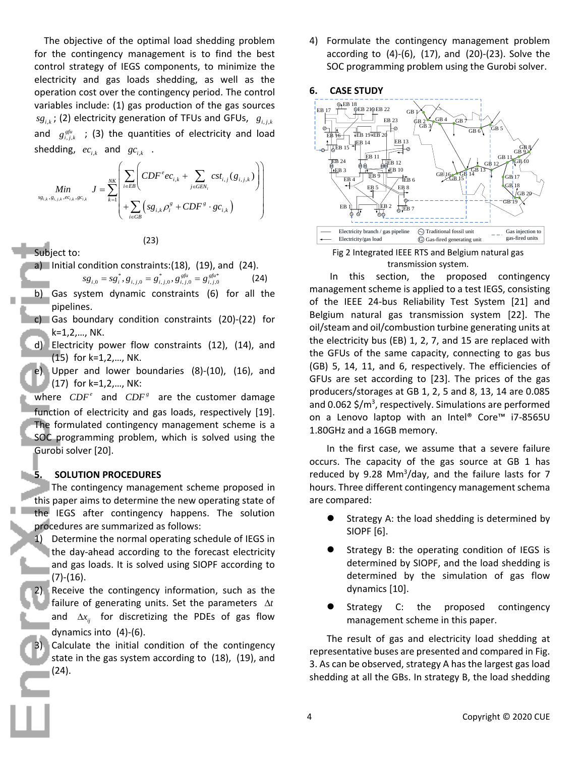The objective of the optimal load shedding problem for the contingency management is to find the best control strategy of IEGS components, to minimize the electricity and gas loads shedding, as well as the operation cost over the contingency period. The control variables include: (1) gas production of the gas sources $sg_{i,k}$; (2) electricity generation of TFUs and GFUs, $g_{i,j,k}$ and $g_{i,j,k}^{gfu}$ ; (3) the quantities of electricity and load shedding, $ec_{i,k}$ and $gc_{i,k}$ .

$$\underset{sg_{i,k},g_{i,j,k},ec_{i,k},gc_{i,k}}{Min} \quad J=\sum_{k=1}^{NK}\left(\begin{array}{l}\sum_{i\in EB}\left(CDF^{e}ec_{i,k}+\sum_{j\in GEN_i}cst_{i,j}(g_{i,j,k})\right)\\+\sum_{i\in GB}\left(sg_{i,k}\rho_i^g+CDF^g\cdot gc_{i,k}\right)\end{array}\right) \tag{23}$$

Subject to:

a) Initial condition constraints:(18), (19), and (24).

$$sg_{i,0}=sg_i^*, g_{i,j,0}=g_{i,j,0}^*, g_{i,j,0}^{gfu}=g_{i,j,0}^{gfu*} \tag{24}$$

b) Gas system dynamic constraints (6) for all the pipelines.

c) Gas boundary condition constraints (20)-(22) for k=1,2,…, NK.

d) Electricity power flow constraints (12), (14), and (15) for k=1,2,…, NK.

e) Upper and lower boundaries (8)-(10), (16), and (17) for k=1,2,…, NK:

where $CDF^e$ and $CDF^g$ are the customer damage function of electricity and gas loads, respectively [19]. The formulated contingency management scheme is a SOC programming problem, which is solved using the Gurobi solver [20].

## 5. SOLUTION PROCEDURES

The contingency management scheme proposed in this paper aims to determine the new operating state of the IEGS after contingency happens. The solution procedures are summarized as follows:

1) Determine the normal operating schedule of IEGS in the day-ahead according to the forecast electricity and gas loads. It is solved using SIOPF according to (7)-(16).
2) Receive the contingency information, such as the failure of generating units. Set the parameters $\Delta t$ and $\Delta x_{ij}$ for discretizing the PDEs of gas flow dynamics into (4)-(6).
3) Calculate the initial condition of the contingency state in the gas system according to (18), (19), and (24).
4) Formulate the contingency management problem according to (4)-(6), (17), and (20)-(23). Solve the SOC programming problem using the Gurobi solver.

## 6. CASE STUDY

Fig 2 Integrated IEEE RTS and Belgium natural gas transmission system.

In this section, the proposed contingency management scheme is applied to a test IEGS, consisting of the IEEE 24-bus Reliability Test System [21] and Belgium natural gas transmission system [22]. The oil/steam and oil/combustion turbine generating units at the electricity bus (EB) 1, 2, 7, and 15 are replaced with the GFUs of the same capacity, connecting to gas bus (GB) 5, 14, 11, and 6, respectively. The efficiencies of GFUs are set according to [23]. The prices of the gas producers/storages at GB 1, 2, 5 and 8, 13, 14 are 0.085 and 0.062 \$/m$^3$, respectively. Simulations are performed on a Lenovo laptop with an Intel® Core™ i7-8565U 1.80GHz and a 16GB memory.

In the first case, we assume that a severe failure occurs. The capacity of the gas source at GB 1 has reduced by 9.28 Mm$^3$/day, and the failure lasts for 7 hours. Three different contingency management schema are compared:

- Strategy A: the load shedding is determined by SIOPF [6].
- Strategy B: the operating condition of IEGS is determined by SIOPF, and the load shedding is determined by the simulation of gas flow dynamics [10].
- Strategy C: the proposed contingency management scheme in this paper.

The result of gas and electricity load shedding at representative buses are presented and compared in Fig. 3. As can be observed, strategy A has the largest gas load shedding at all the GBs. In strategy B, the load shedding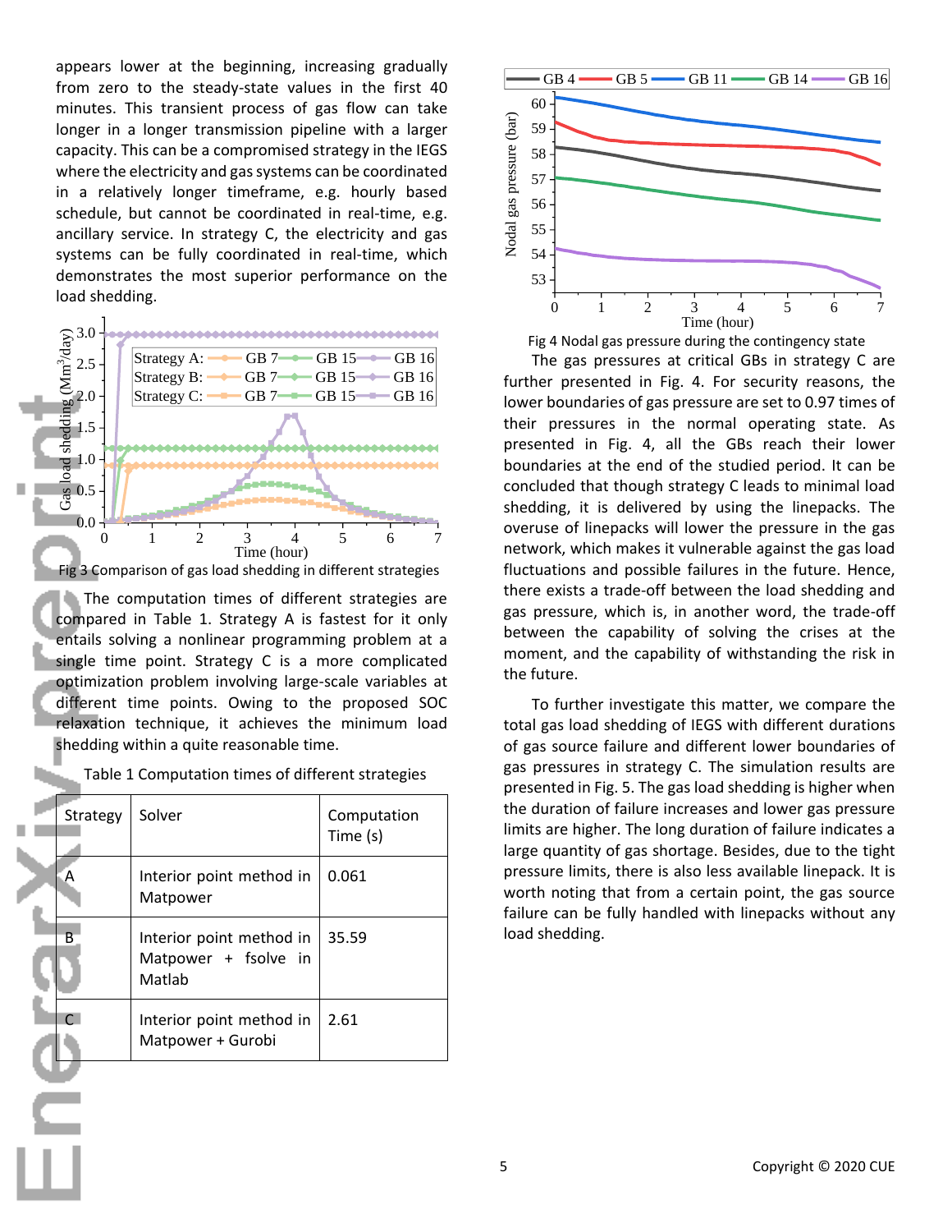appears lower at the beginning, increasing gradually from zero to the steady-state values in the first 40 minutes. This transient process of gas flow can take longer in a longer transmission pipeline with a larger capacity. This can be a compromised strategy in the IEGS where the electricity and gas systems can be coordinated in a relatively longer timeframe, e.g. hourly based schedule, but cannot be coordinated in real-time, e.g. ancillary service. In strategy C, the electricity and gas systems can be fully coordinated in real-time, which demonstrates the most superior performance on the load shedding.

Fig 3 Comparison of gas load shedding in different strategies

The computation times of different strategies are compared in Table 1. Strategy A is fastest for it only entails solving a nonlinear programming problem at a single time point. Strategy C is a more complicated optimization problem involving large-scale variables at different time points. Owing to the proposed SOC relaxation technique, it achieves the minimum load shedding within a quite reasonable time.

Table 1 Computation times of different strategies

| Strategy | Solver | Computation Time (s) |
|---|---|---|
| A | Interior point method in Matpower | 0.061 |
| B | Interior point method in Matpower + fsolve in Matlab | 35.59 |
| C | Interior point method in Matpower + Gurobi | 2.61 |

Fig 4 Nodal gas pressure during the contingency state

The gas pressures at critical GBs in strategy C are further presented in Fig. 4. For security reasons, the lower boundaries of gas pressure are set to 0.97 times of their pressures in the normal operating state. As presented in Fig. 4, all the GBs reach their lower boundaries at the end of the studied period. It can be concluded that though strategy C leads to minimal load shedding, it is delivered by using the linepacks. The overuse of linepacks will lower the pressure in the gas network, which makes it vulnerable against the gas load fluctuations and possible failures in the future. Hence, there exists a trade-off between the load shedding and gas pressure, which is, in another word, the trade-off between the capability of solving the crises at the moment, and the capability of withstanding the risk in the future.

To further investigate this matter, we compare the total gas load shedding of IEGS with different durations of gas source failure and different lower boundaries of gas pressures in strategy C. The simulation results are presented in Fig. 5. The gas load shedding is higher when the duration of failure increases and lower gas pressure limits are higher. The long duration of failure indicates a large quantity of gas shortage. Besides, due to the tight pressure limits, there is also less available linepack. It is worth noting that from a certain point, the gas source failure can be fully handled with linepacks without any load shedding.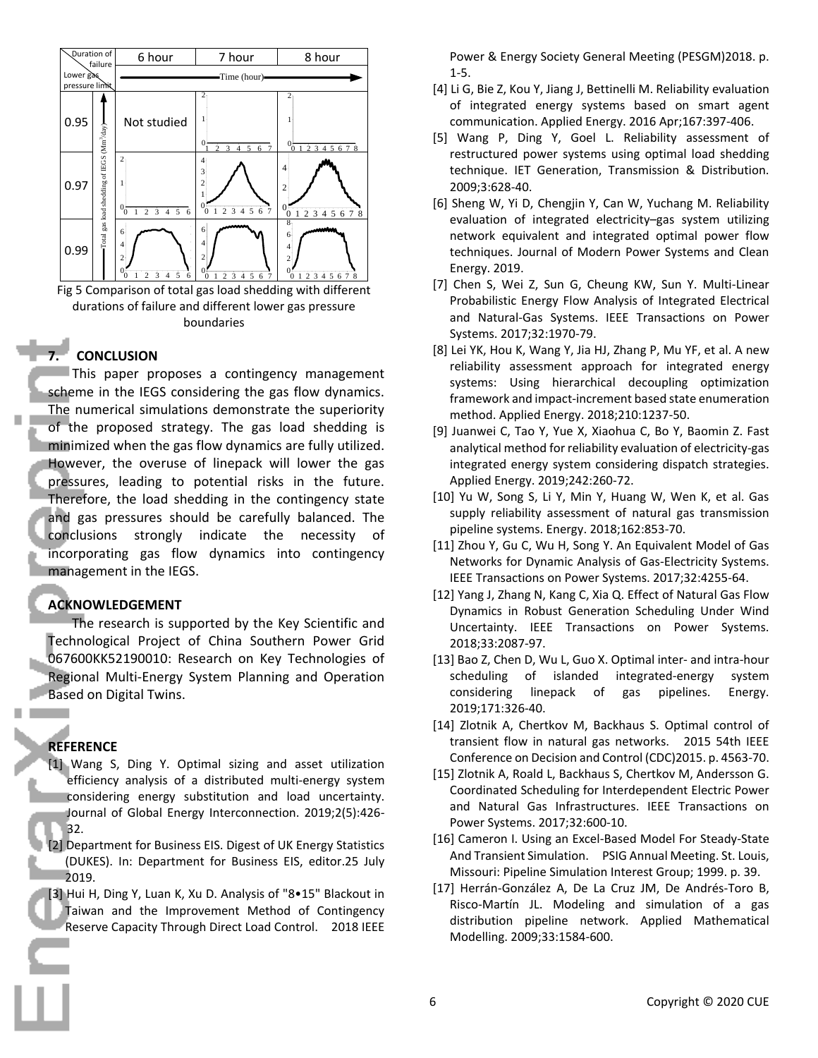Fig 5 Comparison of total gas load shedding with different durations of failure and different lower gas pressure boundaries

## 7. CONCLUSION

This paper proposes a contingency management scheme in the IEGS considering the gas flow dynamics. The numerical simulations demonstrate the superiority of the proposed strategy. The gas load shedding is minimized when the gas flow dynamics are fully utilized. However, the overuse of linepack will lower the gas pressures, leading to potential risks in the future. Therefore, the load shedding in the contingency state and gas pressures should be carefully balanced. The conclusions strongly indicate the necessity of incorporating gas flow dynamics into contingency management in the IEGS.

## ACKNOWLEDGEMENT

The research is supported by the Key Scientific and Technological Project of China Southern Power Grid 067600KK52190010: Research on Key Technologies of Regional Multi-Energy System Planning and Operation Based on Digital Twins.

## REFERENCE

[1] Wang S, Ding Y. Optimal sizing and asset utilization efficiency analysis of a distributed multi-energy system considering energy substitution and load uncertainty. Journal of Global Energy Interconnection. 2019;2(5):426-32.

[2] Department for Business EIS. Digest of UK Energy Statistics (DUKES). In: Department for Business EIS, editor.25 July 2019.

[3] Hui H, Ding Y, Luan K, Xu D. Analysis of "8•15" Blackout in Taiwan and the Improvement Method of Contingency Reserve Capacity Through Direct Load Control. 2018 IEEE Power & Energy Society General Meeting (PESGM)2018. p. 1-5.

[4] Li G, Bie Z, Kou Y, Jiang J, Bettinelli M. Reliability evaluation of integrated energy systems based on smart agent communication. Applied Energy. 2016 Apr;167:397-406.

[5] Wang P, Ding Y, Goel L. Reliability assessment of restructured power systems using optimal load shedding technique. IET Generation, Transmission & Distribution. 2009;3:628-40.

[6] Sheng W, Yi D, Chengjin Y, Can W, Yuchang M. Reliability evaluation of integrated electricity–gas system utilizing network equivalent and integrated optimal power flow techniques. Journal of Modern Power Systems and Clean Energy. 2019.

[7] Chen S, Wei Z, Sun G, Cheung KW, Sun Y. Multi-Linear Probabilistic Energy Flow Analysis of Integrated Electrical and Natural-Gas Systems. IEEE Transactions on Power Systems. 2017;32:1970-79.

[8] Lei YK, Hou K, Wang Y, Jia HJ, Zhang P, Mu YF, et al. A new reliability assessment approach for integrated energy systems: Using hierarchical decoupling optimization framework and impact-increment based state enumeration method. Applied Energy. 2018;210:1237-50.

[9] Juanwei C, Tao Y, Yue X, Xiaohua C, Bo Y, Baomin Z. Fast analytical method for reliability evaluation of electricity-gas integrated energy system considering dispatch strategies. Applied Energy. 2019;242:260-72.

[10] Yu W, Song S, Li Y, Min Y, Huang W, Wen K, et al. Gas supply reliability assessment of natural gas transmission pipeline systems. Energy. 2018;162:853-70.

[11] Zhou Y, Gu C, Wu H, Song Y. An Equivalent Model of Gas Networks for Dynamic Analysis of Gas-Electricity Systems. IEEE Transactions on Power Systems. 2017;32:4255-64.

[12] Yang J, Zhang N, Kang C, Xia Q. Effect of Natural Gas Flow Dynamics in Robust Generation Scheduling Under Wind Uncertainty. IEEE Transactions on Power Systems. 2018;33:2087-97.

[13] Bao Z, Chen D, Wu L, Guo X. Optimal inter- and intra-hour scheduling of islanded integrated-energy system considering linepack of gas pipelines. Energy. 2019;171:326-40.

[14] Zlotnik A, Chertkov M, Backhaus S. Optimal control of transient flow in natural gas networks. 2015 54th IEEE Conference on Decision and Control (CDC)2015. p. 4563-70.

[15] Zlotnik A, Roald L, Backhaus S, Chertkov M, Andersson G. Coordinated Scheduling for Interdependent Electric Power and Natural Gas Infrastructures. IEEE Transactions on Power Systems. 2017;32:600-10.

[16] Cameron I. Using an Excel-Based Model For Steady-State And Transient Simulation. PSIG Annual Meeting. St. Louis, Missouri: Pipeline Simulation Interest Group; 1999. p. 39.

[17] Herrán-González A, De La Cruz JM, De Andrés-Toro B, Risco-Martín JL. Modeling and simulation of a gas distribution pipeline network. Applied Mathematical Modelling. 2009;33:1584-600.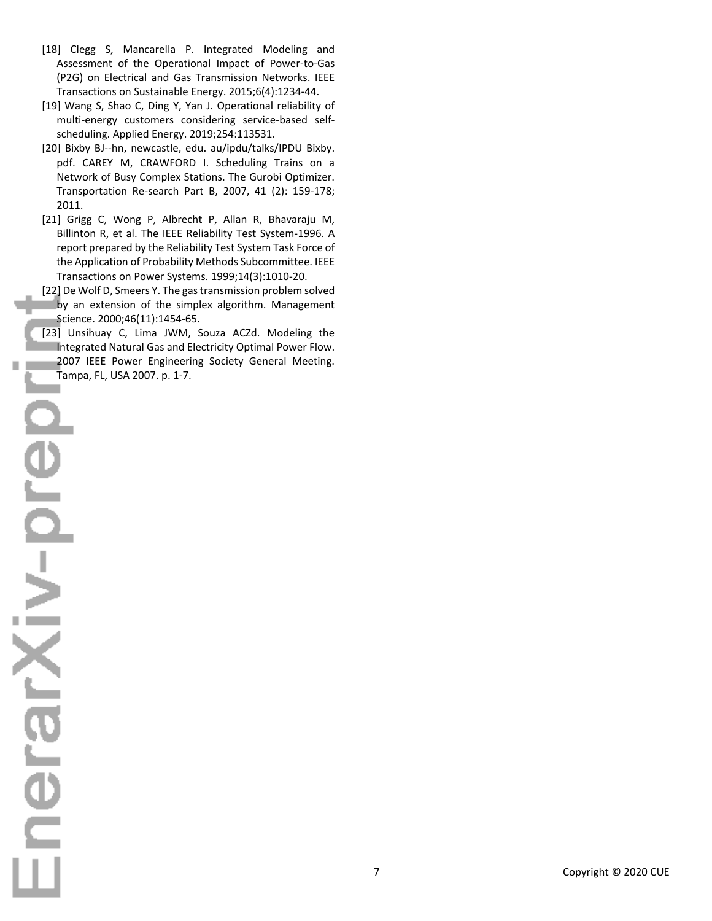[18] Clegg S, Mancarella P. Integrated Modeling and Assessment of the Operational Impact of Power-to-Gas (P2G) on Electrical and Gas Transmission Networks. IEEE Transactions on Sustainable Energy. 2015;6(4):1234-44.

[19] Wang S, Shao C, Ding Y, Yan J. Operational reliability of multi-energy customers considering service-based self-scheduling. Applied Energy. 2019;254:113531.

[20] Bixby BJ--hn, newcastle, edu. au/ipdu/talks/IPDU Bixby. pdf. CAREY M, CRAWFORD I. Scheduling Trains on a Network of Busy Complex Stations. The Gurobi Optimizer. Transportation Re-search Part B, 2007, 41 (2): 159-178; 2011.

[21] Grigg C, Wong P, Albrecht P, Allan R, Bhavaraju M, Billinton R, et al. The IEEE Reliability Test System-1996. A report prepared by the Reliability Test System Task Force of the Application of Probability Methods Subcommittee. IEEE Transactions on Power Systems. 1999;14(3):1010-20.

[22] De Wolf D, Smeers Y. The gas transmission problem solved by an extension of the simplex algorithm. Management Science. 2000;46(11):1454-65.

[23] Unsihuay C, Lima JWM, Souza ACZd. Modeling the Integrated Natural Gas and Electricity Optimal Power Flow. 2007 IEEE Power Engineering Society General Meeting. Tampa, FL, USA 2007. p. 1-7.